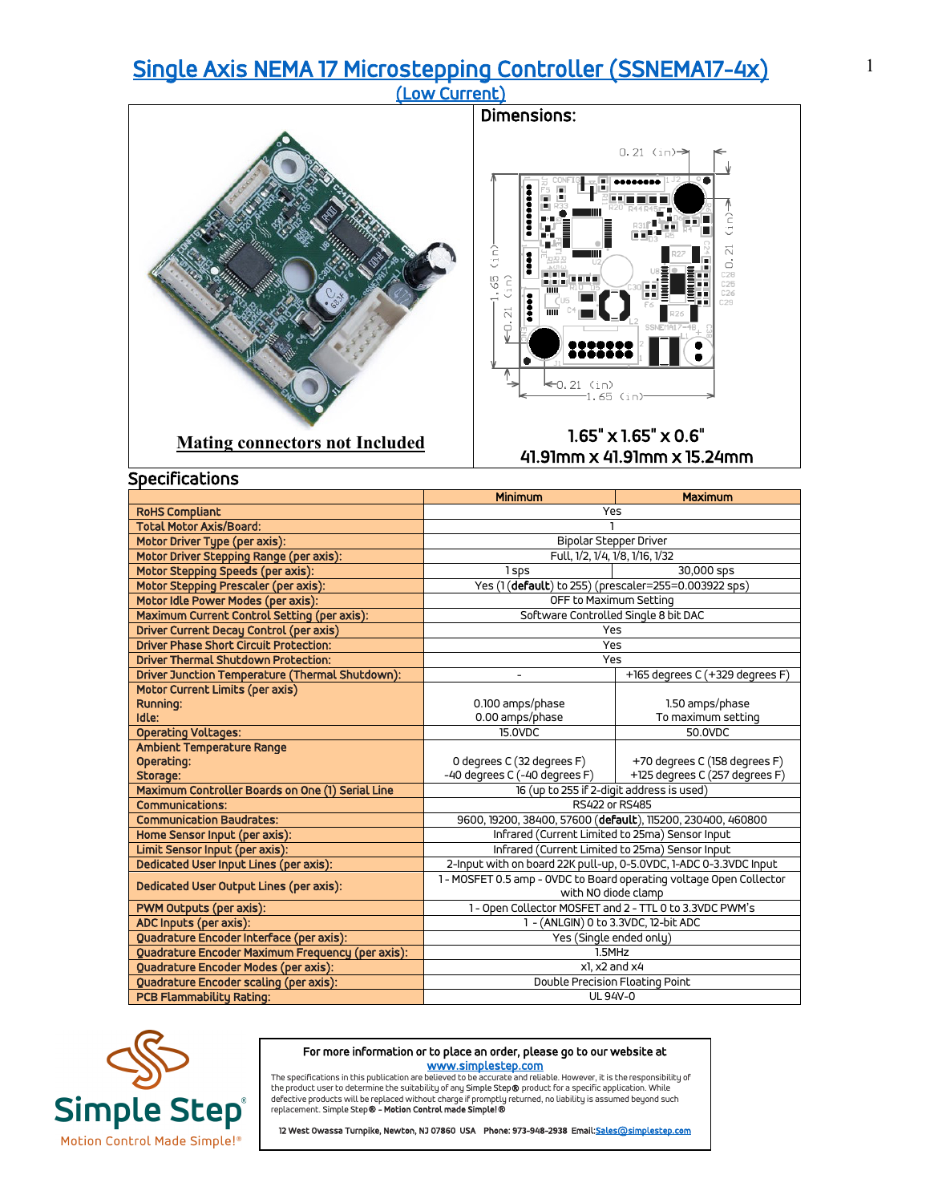# Single Axis NEMA 17 Microstepping Controller (SSNEMA17-4x)
## (Low Current)

**Mating connectors not Included**

## Dimensions:

1.65" x 1.65" x 0.6"
41.91mm x 41.91mm x 15.24mm

## Specifications

| | Minimum | Maximum |
|---|---|---|
| RoHS Compliant | Yes | |
| Total Motor Axis/Board: | 1 | |
| Motor Driver Type (per axis): | Bipolar Stepper Driver | |
| Motor Driver Stepping Range (per axis): | Full, 1/2, 1/4, 1/8, 1/16, 1/32 | |
| Motor Stepping Speeds (per axis): | 1 sps | 30,000 sps |
| Motor Stepping Prescaler (per axis): | Yes (1 (**default**) to 255) (prescaler=255=0.003922 sps) | |
| Motor Idle Power Modes (per axis): | OFF to Maximum Setting | |
| Maximum Current Control Setting (per axis): | Software Controlled Single 8 bit DAC | |
| Driver Current Decay Control (per axis) | Yes | |
| Driver Phase Short Circuit Protection: | Yes | |
| Driver Thermal Shutdown Protection: | Yes | |
| Driver Junction Temperature (Thermal Shutdown): | - | +165 degrees C (+329 degrees F) |
| Motor Current Limits (per axis) Running: Idle: | 0.100 amps/phase 0.00 amps/phase | 1.50 amps/phase To maximum setting |
| Operating Voltages: | 15.0VDC | 50.0VDC |
| Ambient Temperature Range Operating: Storage: | 0 degrees C (32 degrees F) -40 degrees C (-40 degrees F) | +70 degrees C (158 degrees F) +125 degrees C (257 degrees F) |
| Maximum Controller Boards on One (1) Serial Line | 16 (up to 255 if 2-digit address is used) | |
| Communications: | RS422 or RS485 | |
| Communication Baudrates: | 9600, 19200, 38400, 57600 (**default**), 115200, 230400, 460800 | |
| Home Sensor Input (per axis): | Infrared (Current Limited to 25ma) Sensor Input | |
| Limit Sensor Input (per axis): | Infrared (Current Limited to 25ma) Sensor Input | |
| Dedicated User Input Lines (per axis): | 2-Input with on board 22K pull-up, 0-5.0VDC, 1-ADC 0-3.3VDC Input | |
| Dedicated User Output Lines (per axis): | 1 - MOSFET 0.5 amp - 0VDC to Board operating voltage Open Collector with NO diode clamp | |
| PWM Outputs (per axis): | 1 - Open Collector MOSFET and 2 - TTL 0 to 3.3VDC PWM's | |
| ADC Inputs (per axis): | 1 - (ANLGIN) 0 to 3.3VDC, 12-bit ADC | |
| Quadrature Encoder Interface (per axis): | Yes (Single ended only) | |
| Quadrature Encoder Maximum Frequency (per axis): | 1.5MHz | |
| Quadrature Encoder Modes (per axis): | x1, x2 and x4 | |
| Quadrature Encoder scaling (per axis): | Double Precision Floating Point | |
| PCB Flammability Rating: | UL 94V-0 | |

Simple Step® Motion Control Made Simple!®

For more information or to place an order, please go to our website at www.simplestep.com

The specifications in this publication are believed to be accurate and reliable. However, it is the responsibility of the product user to determine the suitability of any Simple Step® product for a specific application. While defective products will be replaced without charge if promptly returned, no liability is assumed beyond such replacement. Simple Step® - **Motion Control made Simple!®**

12 West Owassa Turnpike, Newton, NJ 07860 USA Phone: 973-948-2938 Email: Sales@simplestep.com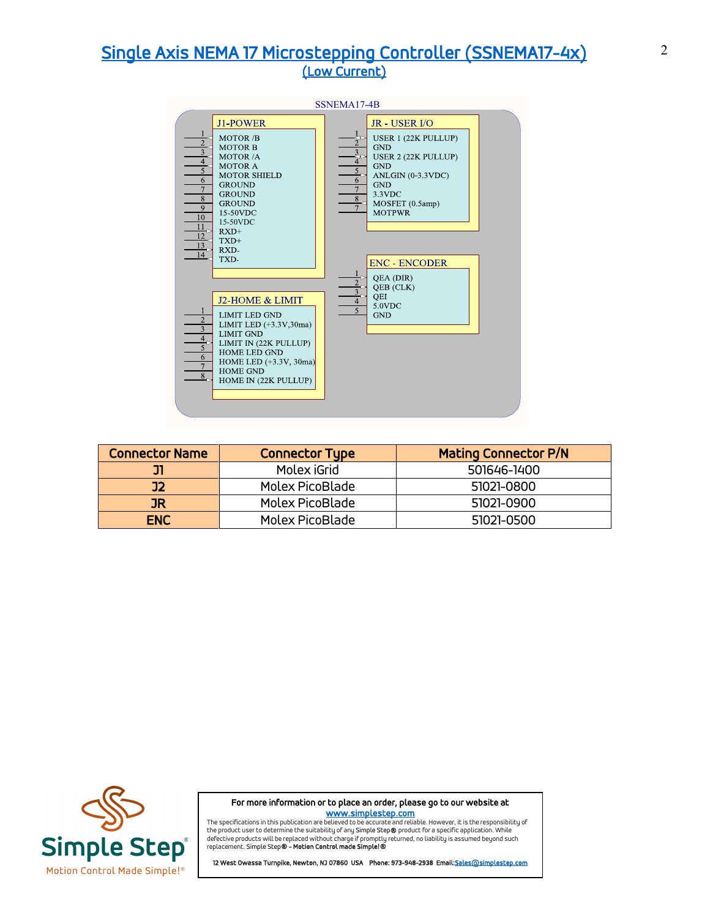# Single Axis NEMA 17 Microstepping Controller (SSNEMA17-4x)

## (Low Current)

SSNEMA17-4B

J1-POWER
1 MOTOR /B
2 MOTOR B
3 MOTOR /A
4 MOTOR A
5 MOTOR SHIELD
6 GROUND
7 GROUND
8 GROUND
9 15-50VDC
10 15-50VDC
11 RXD+
12 TXD+
13 RXD-
14 TXD-

J2-HOME & LIMIT
1 LIMIT LED GND
2 LIMIT LED (+3.3V,30ma)
3 LIMIT GND
4 LIMIT IN (22K PULLUP)
5 HOME LED GND
6 HOME LED (+3.3V, 30ma)
7 HOME GND
8 HOME IN (22K PULLUP)

JR - USER I/O
1 USER 1 (22K PULLUP)
2 GND
3 USER 2 (22K PULLUP)
4 GND
5 ANLGIN (0-3.3VDC)
6 GND
7 3.3VDC
8 MOSFET (0.5amp)
7 MOTPWR

ENC - ENCODER
1 QEA (DIR)
2 QEB (CLK)
3 QEI
4 5.0VDC
5 GND

| Connector Name | Connector Type | Mating Connector P/N |
|---|---|---|
| J1 | Molex iGrid | 501646-1400 |
| J2 | Molex PicoBlade | 51021-0800 |
| JR | Molex PicoBlade | 51021-0900 |
| ENC | Molex PicoBlade | 51021-0500 |

Simple Step®
Motion Control Made Simple!®

For more information or to place an order, please go to our website at
www.simplestep.com
The specifications in this publication are believed to be accurate and reliable. However, it is the responsibility of the product user to determine the suitability of any Simple Step® product for a specific application. While defective products will be replaced without charge if promptly returned, no liability is assumed beyond such replacement. Simple Step® - **Motion Control made Simple!®**

12 West Owassa Turnpike, Newton, NJ 07860 USA Phone: 973-948-2938 Email:Sales@simplestep.com